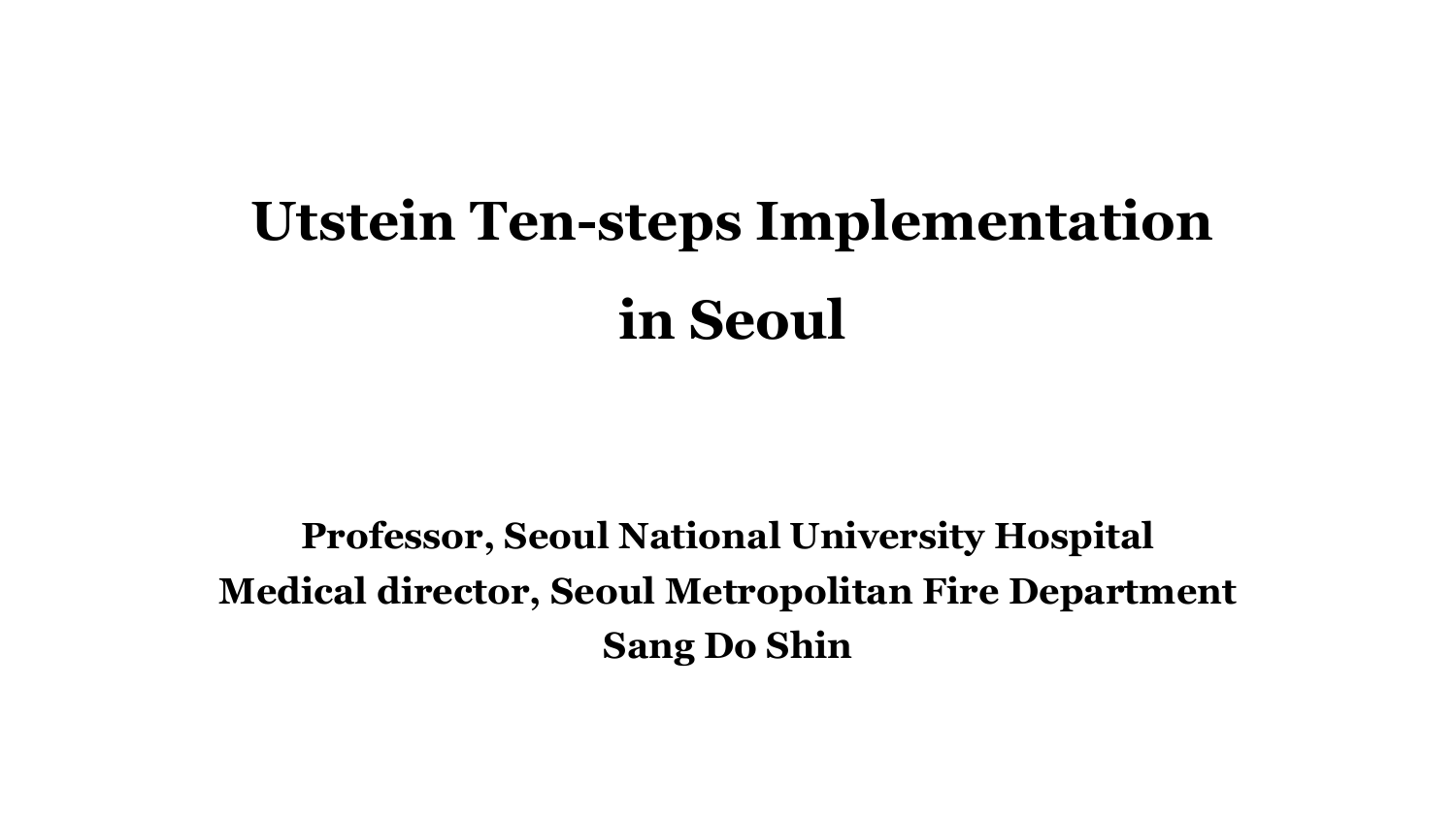# Utstein Ten-steps Implementation in Seoul

**Professor, Seoul National University Hospital**
**Medical director, Seoul Metropolitan Fire Department**
**Sang Do Shin**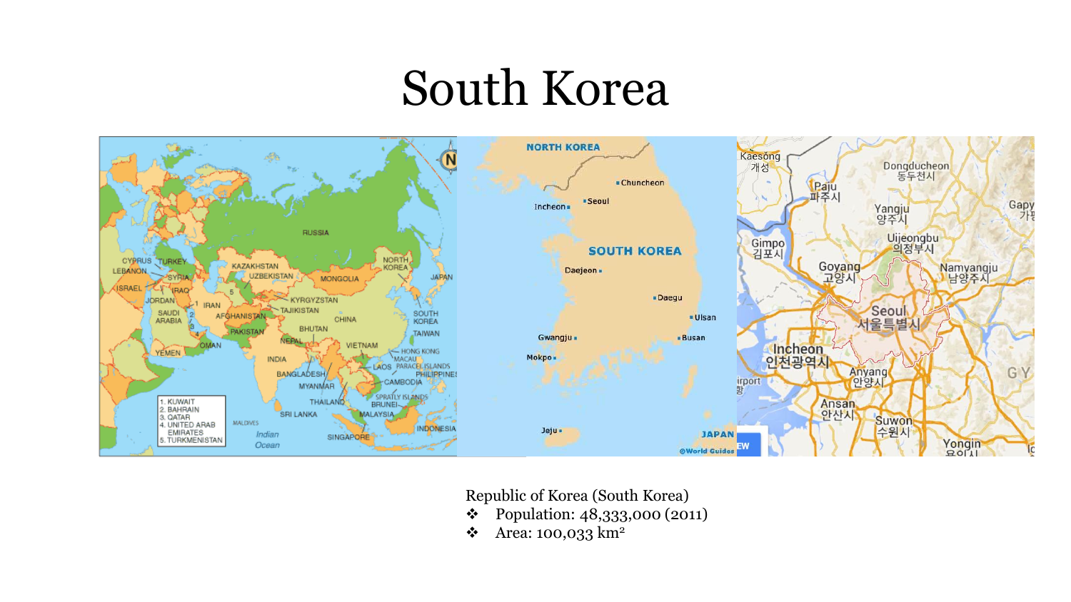# South Korea

Republic of Korea (South Korea)

- Population: 48,333,000 (2011)
- Area: 100,033 km²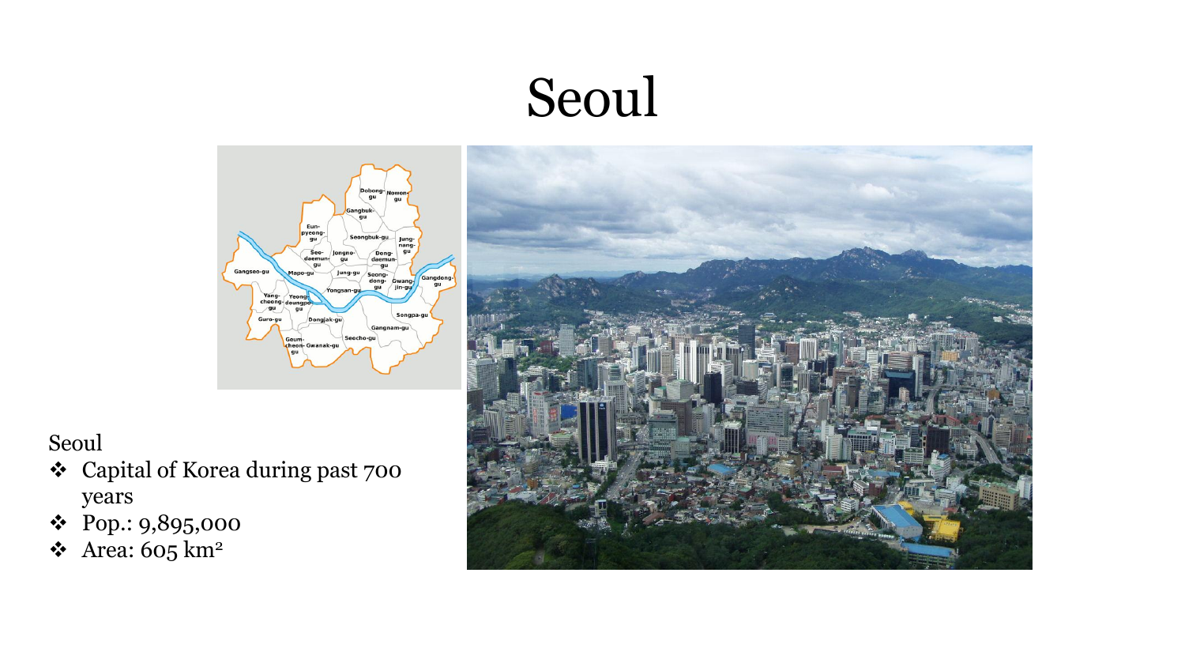# Seoul

Seoul

- Capital of Korea during past 700 years
- Pop.: 9,895,000
- Area: 605 km²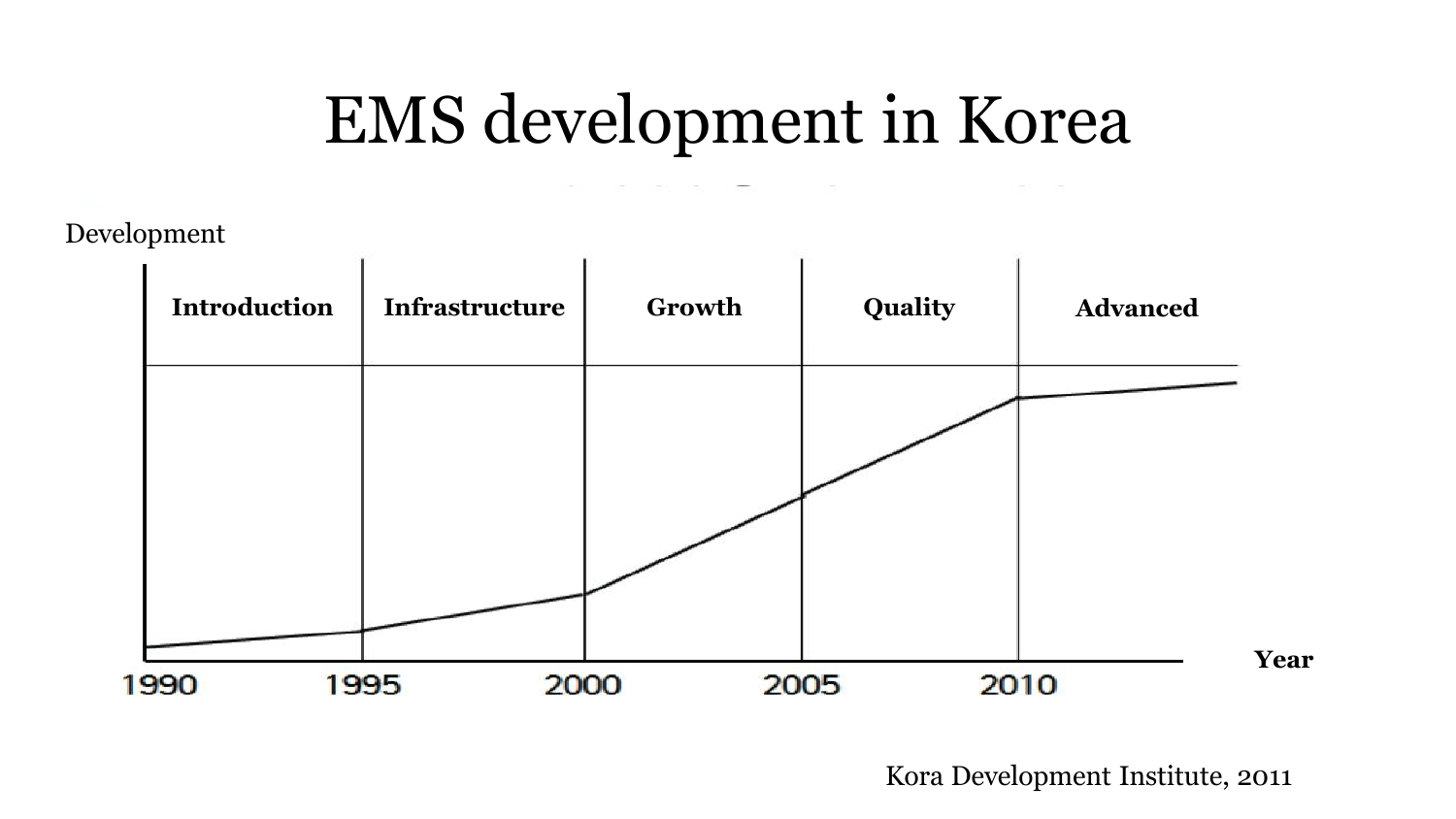# EMS development in Korea

Development

| Introduction | Infrastructure | Growth | Quality | Advanced |
|---|---|---|---|---|
| 1990–1995 | 1995–2000 | 2000–2005 | 2005–2010 | 2010– |

Year

Kora Development Institute, 2011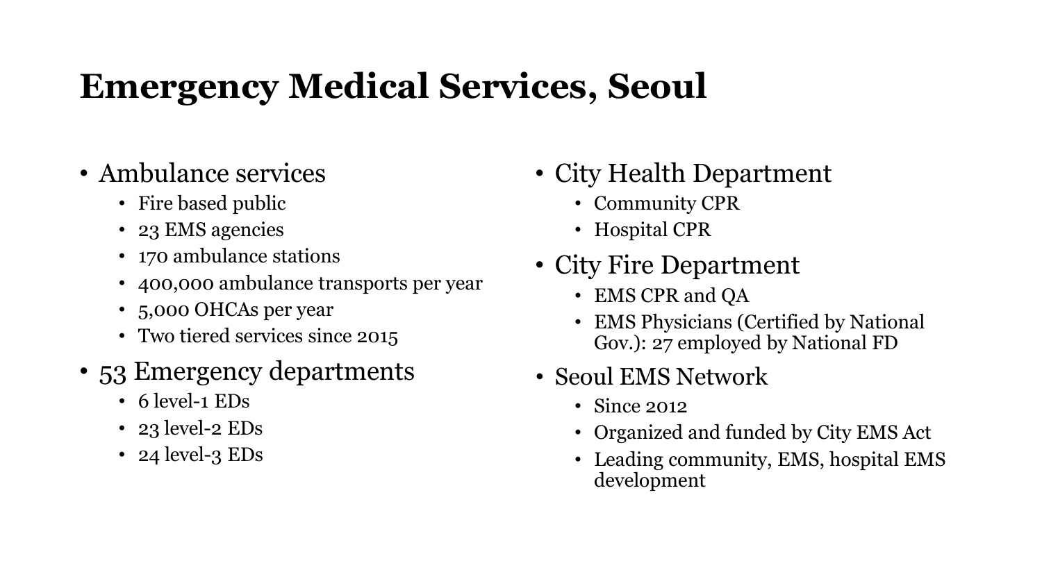# Emergency Medical Services, Seoul

- Ambulance services
  - Fire based public
  - 23 EMS agencies
  - 170 ambulance stations
  - 400,000 ambulance transports per year
  - 5,000 OHCAs per year
  - Two tiered services since 2015
- 53 Emergency departments
  - 6 level-1 EDs
  - 23 level-2 EDs
  - 24 level-3 EDs
- City Health Department
  - Community CPR
  - Hospital CPR
- City Fire Department
  - EMS CPR and QA
  - EMS Physicians (Certified by National Gov.): 27 employed by National FD
- Seoul EMS Network
  - Since 2012
  - Organized and funded by City EMS Act
  - Leading community, EMS, hospital EMS development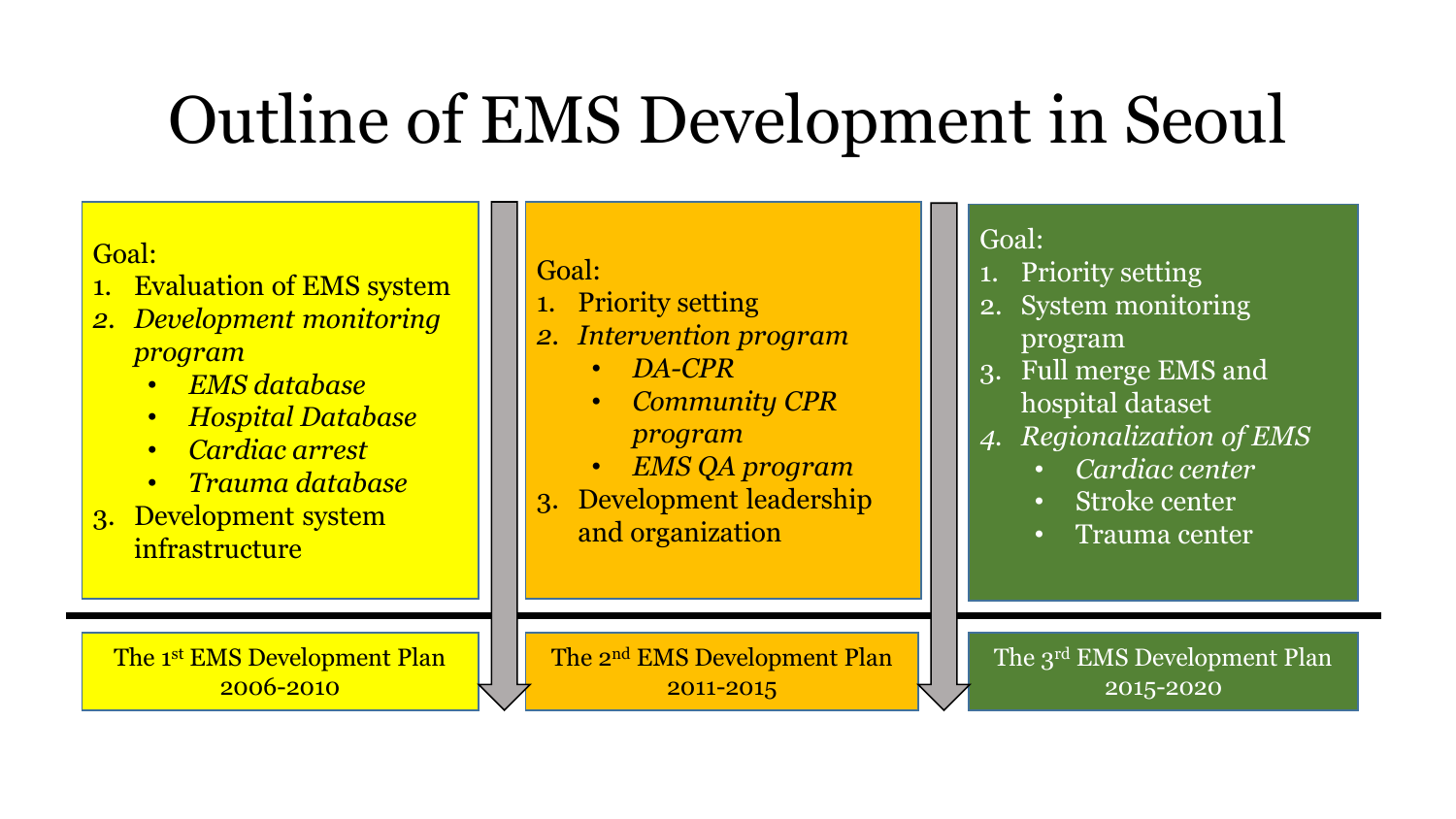# Outline of EMS Development in Seoul

## The 1st EMS Development Plan 2006-2010

Goal:

1. Evaluation of EMS system
2. *Development monitoring program*
   - *EMS database*
   - *Hospital Database*
   - *Cardiac arrest*
   - *Trauma database*
3. Development system infrastructure

## The 2nd EMS Development Plan 2011-2015

Goal:

1. Priority setting
2. *Intervention program*
   - *DA-CPR*
   - *Community CPR program*
   - *EMS QA program*
3. Development leadership and organization

## The 3rd EMS Development Plan 2015-2020

Goal:

1. Priority setting
2. System monitoring program
3. Full merge EMS and hospital dataset
4. *Regionalization of EMS*
   - *Cardiac center*
   - Stroke center
   - Trauma center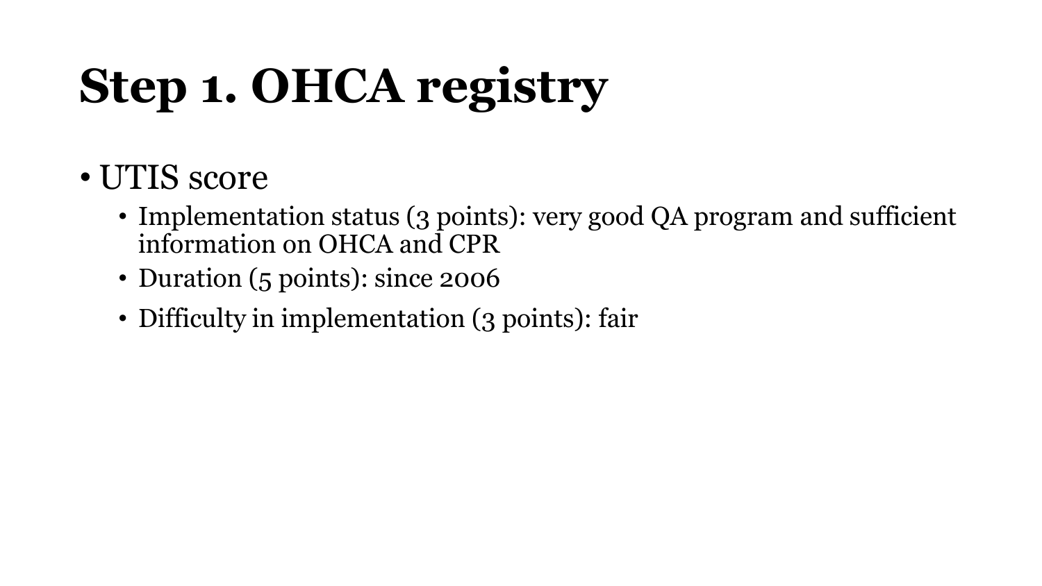# Step 1. OHCA registry

- UTIS score
  - Implementation status (3 points): very good QA program and sufficient information on OHCA and CPR
  - Duration (5 points): since 2006
  - Difficulty in implementation (3 points): fair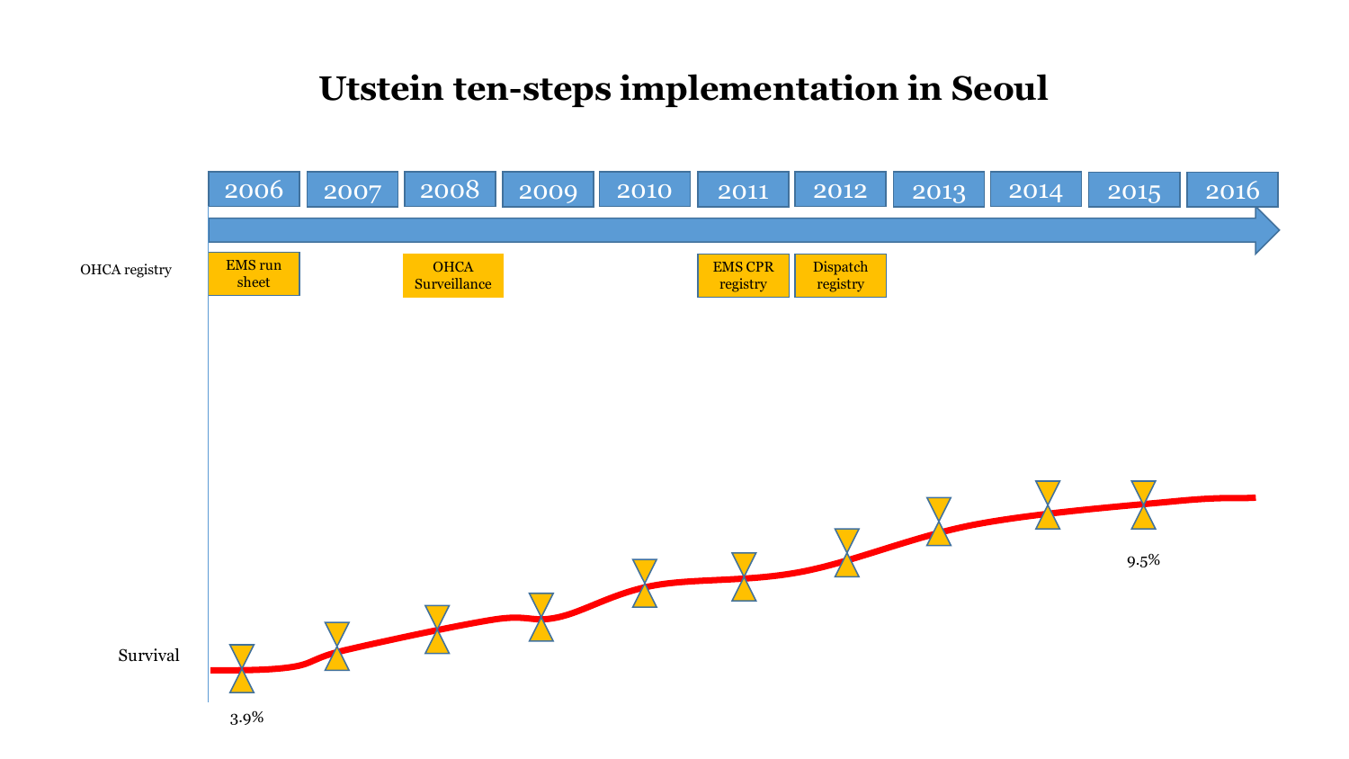# Utstein ten-steps implementation in Seoul

| 2006 | 2007 | 2008 | 2009 | 2010 | 2011 | 2012 | 2013 | 2014 | 2015 | 2016 |
|---|---|---|---|---|---|---|---|---|---|---|

OHCA registry

- 2006: EMS run sheet
- 2008: OHCA Surveillance
- 2011: EMS CPR registry
- 2012: Dispatch registry

Survival

3.9%

9.5%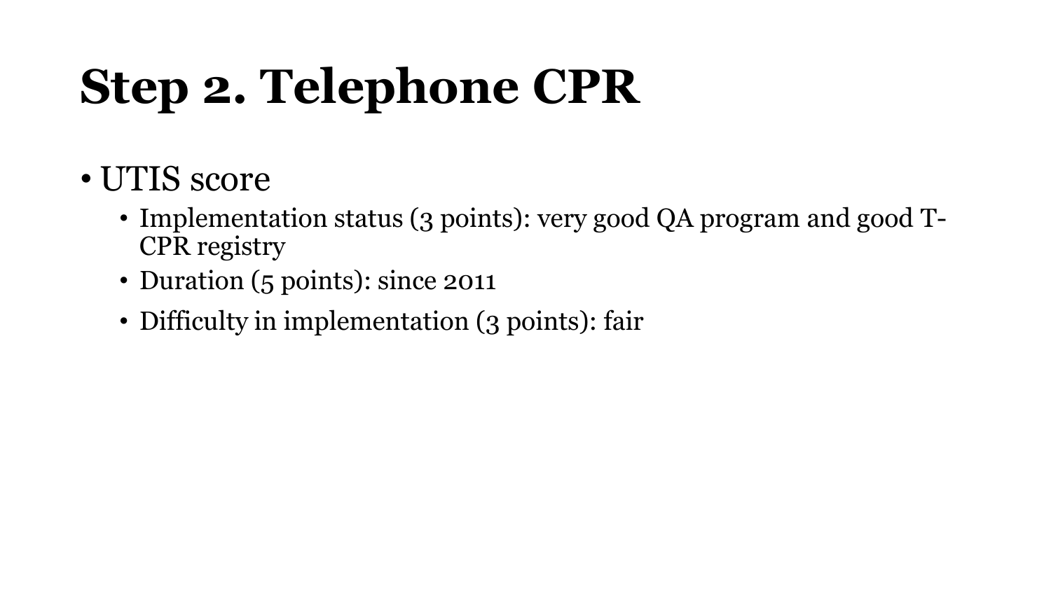# Step 2. Telephone CPR

- UTIS score
  - Implementation status (3 points): very good QA program and good T-CPR registry
  - Duration (5 points): since 2011
  - Difficulty in implementation (3 points): fair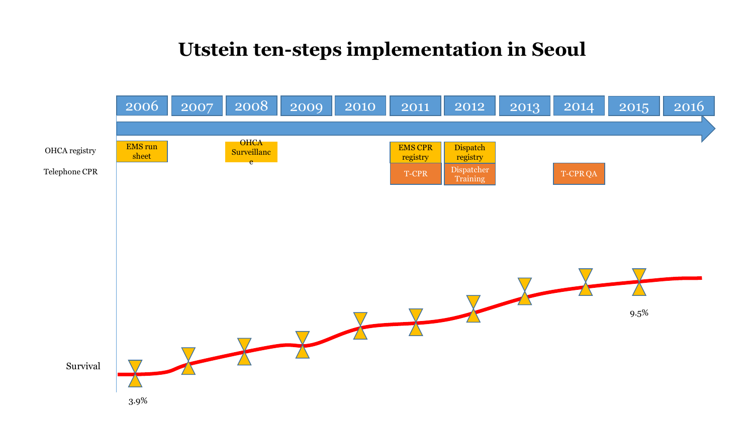# Utstein ten-steps implementation in Seoul

| | 2006 | 2007 | 2008 | 2009 | 2010 | 2011 | 2012 | 2013 | 2014 | 2015 | 2016 |
|---|---|---|---|---|---|---|---|---|---|---|---|
| OHCA registry | EMS run sheet | | OHCA Surveillance | | | EMS CPR registry | Dispatch registry | | | | |
| Telephone CPR | | | | | | T-CPR | Dispatcher Training | | T-CPR QA | | |

Survival: 3.9% (2006) → 9.5% (2015)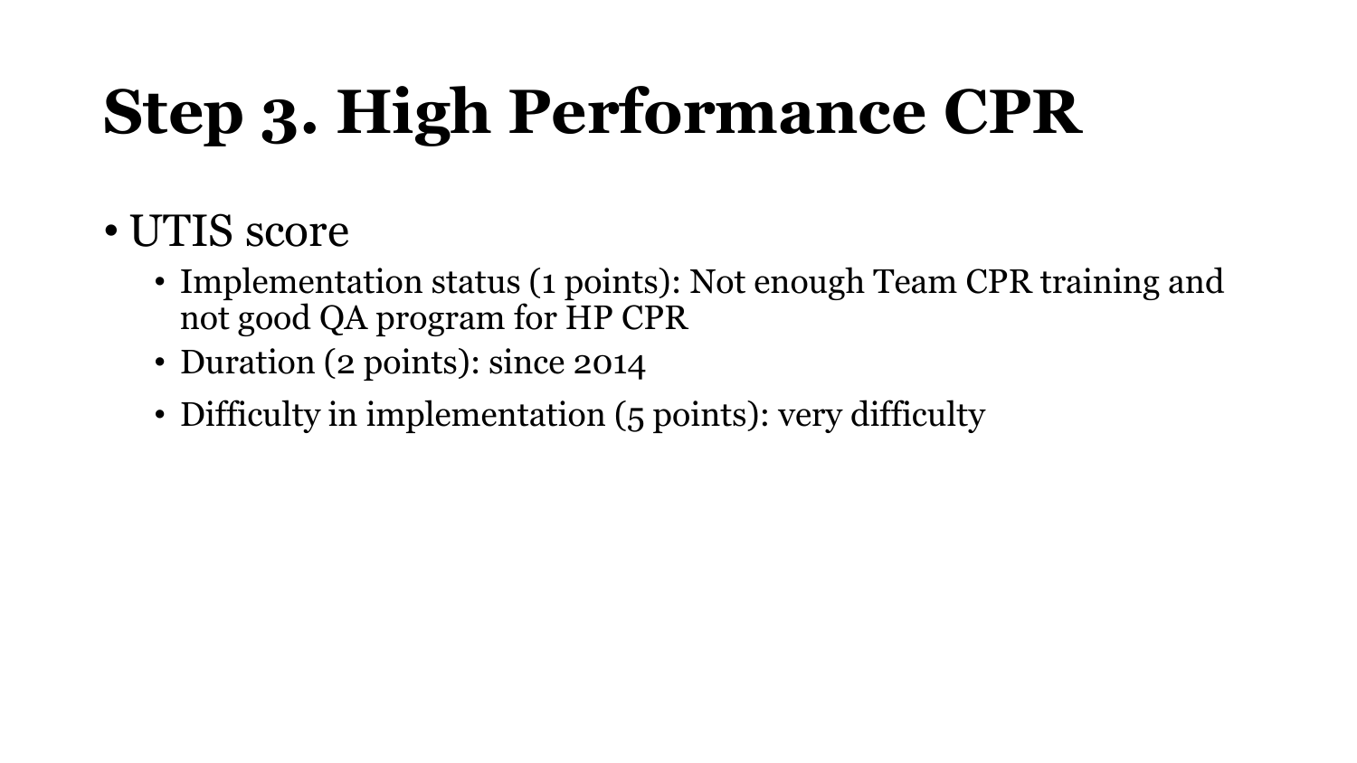# Step 3. High Performance CPR

- UTIS score
  - Implementation status (1 points): Not enough Team CPR training and not good QA program for HP CPR
  - Duration (2 points): since 2014
  - Difficulty in implementation (5 points): very difficulty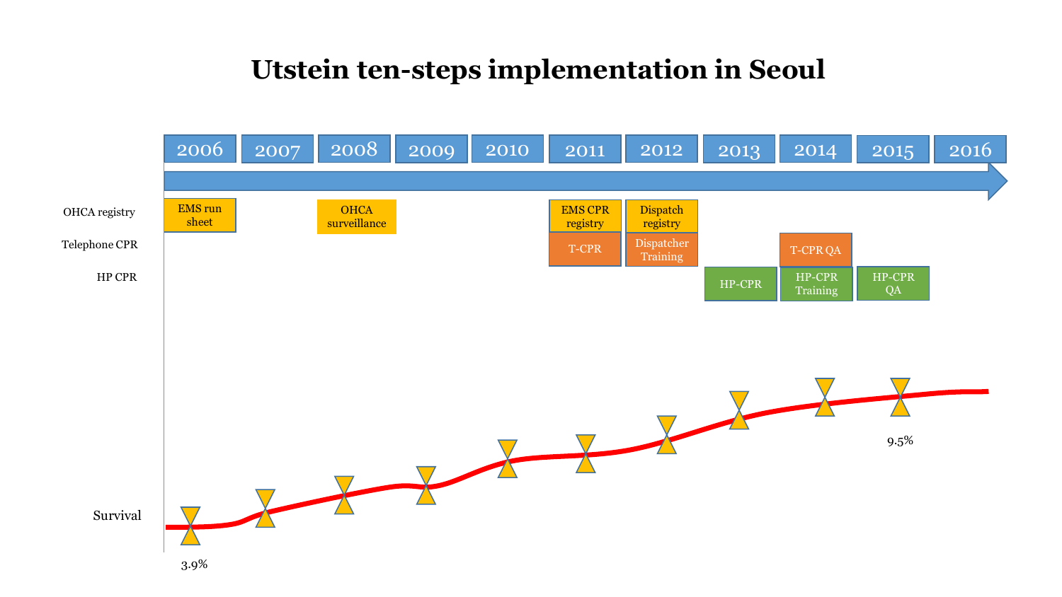# Utstein ten-steps implementation in Seoul

| | 2006 | 2007 | 2008 | 2009 | 2010 | 2011 | 2012 | 2013 | 2014 | 2015 | 2016 |
|---|---|---|---|---|---|---|---|---|---|---|---|
| OHCA registry | EMS run sheet | | OHCA surveillance | | | EMS CPR registry | Dispatch registry | | | | |
| Telephone CPR | | | | | | T-CPR | Dispatcher Training | | T-CPR QA | | |
| HP CPR | | | | | | | | HP-CPR | HP-CPR Training | HP-CPR QA | |

Survival

3.9%

9.5%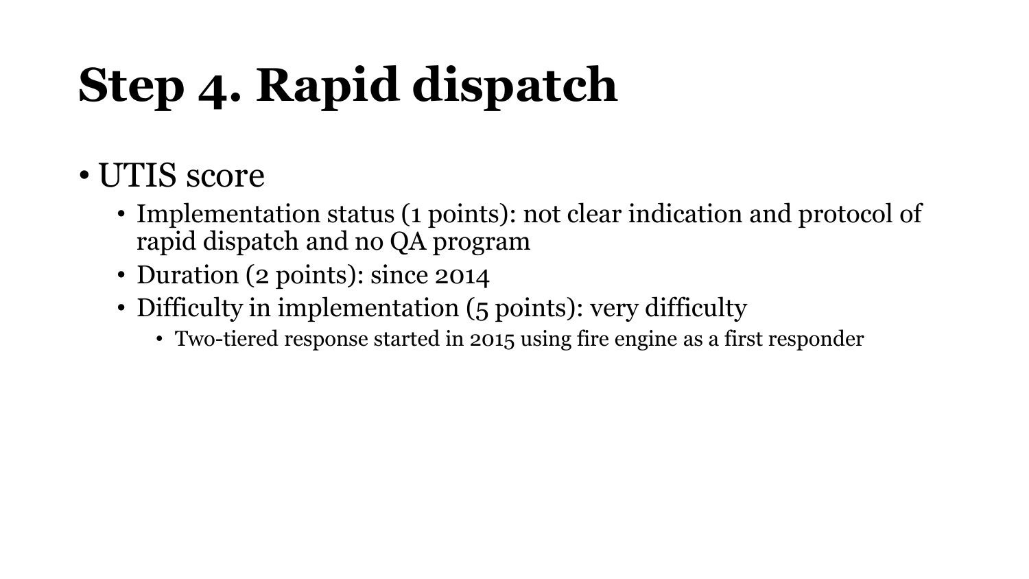# Step 4. Rapid dispatch

- UTIS score
  - Implementation status (1 points): not clear indication and protocol of rapid dispatch and no QA program
  - Duration (2 points): since 2014
  - Difficulty in implementation (5 points): very difficulty
    - Two-tiered response started in 2015 using fire engine as a first responder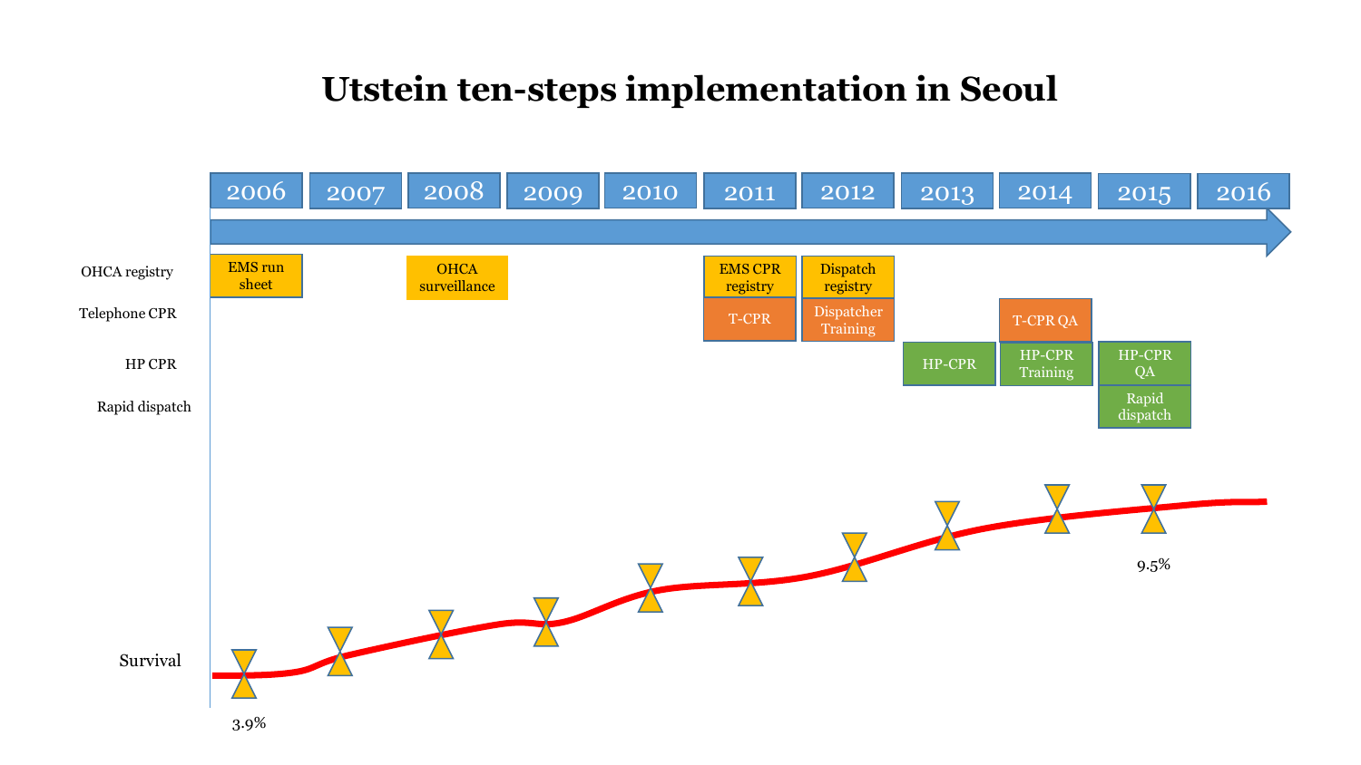# Utstein ten-steps implementation in Seoul

| | 2006 | 2007 | 2008 | 2009 | 2010 | 2011 | 2012 | 2013 | 2014 | 2015 | 2016 |
|---|---|---|---|---|---|---|---|---|---|---|---|
| OHCA registry | EMS run sheet | | OHCA surveillance | | | EMS CPR registry | Dispatch registry | | | | |
| Telephone CPR | | | | | | T-CPR | Dispatcher Training | | T-CPR QA | | |
| HP CPR | | | | | | | | HP-CPR | HP-CPR Training | HP-CPR QA | |
| Rapid dispatch | | | | | | | | | | Rapid dispatch | |
| Survival | 3.9% | | | | | | | | | 9.5% | |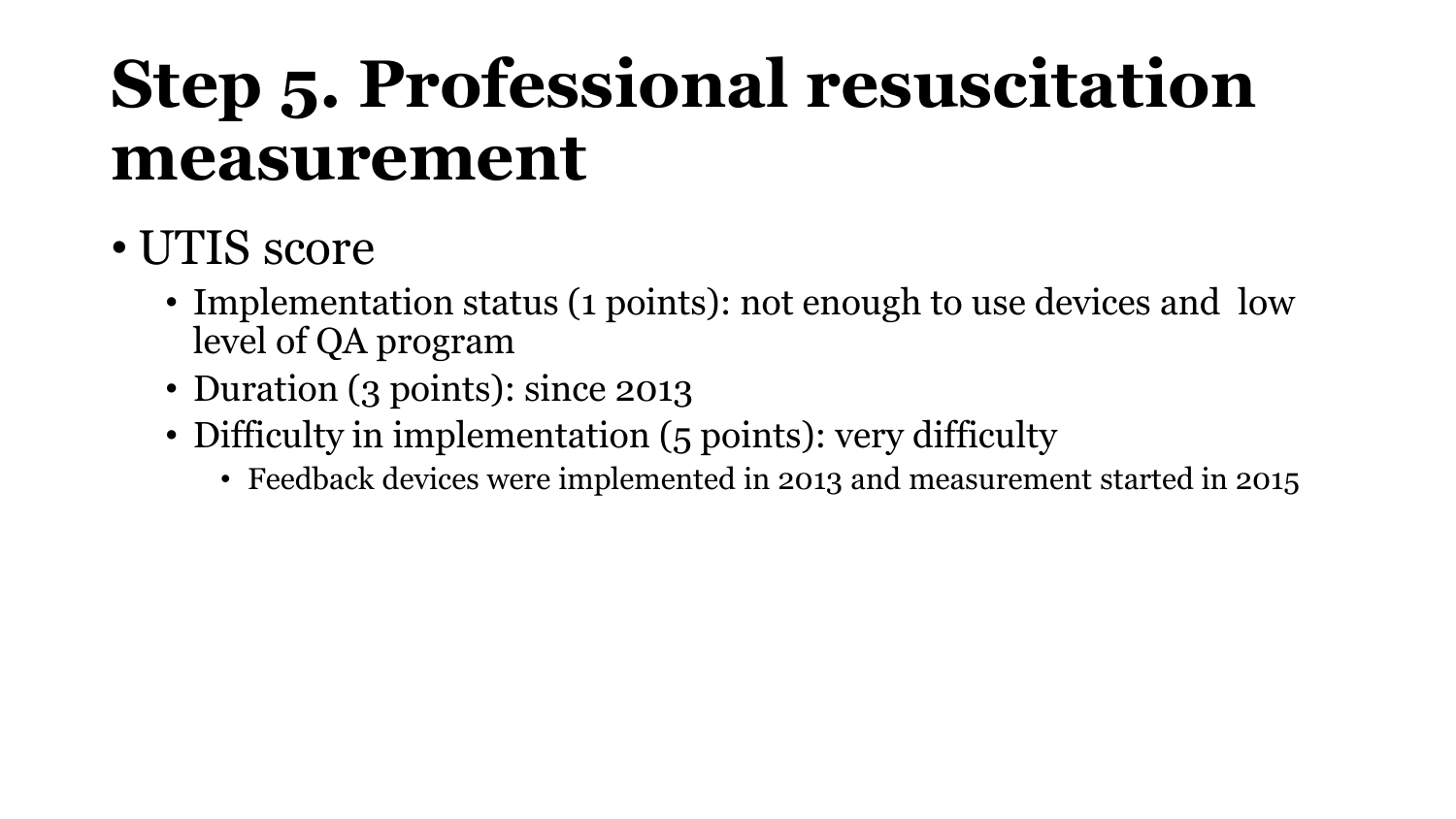# Step 5. Professional resuscitation measurement

- UTIS score
  - Implementation status (1 points): not enough to use devices and low level of QA program
  - Duration (3 points): since 2013
  - Difficulty in implementation (5 points): very difficulty
    - Feedback devices were implemented in 2013 and measurement started in 2015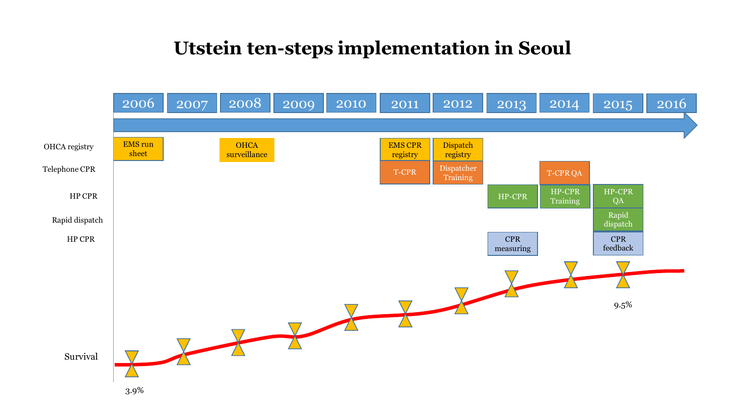# Utstein ten-steps implementation in Seoul

| | 2006 | 2007 | 2008 | 2009 | 2010 | 2011 | 2012 | 2013 | 2014 | 2015 | 2016 |
|---|---|---|---|---|---|---|---|---|---|---|---|
| OHCA registry | EMS run sheet | | OHCA surveillance | | | EMS CPR registry | Dispatch registry | | | | |
| Telephone CPR | | | | | | T-CPR | Dispatcher Training | | T-CPR QA | | |
| HP CPR | | | | | | | | HP-CPR | HP-CPR Training | HP-CPR QA | |
| Rapid dispatch | | | | | | | | | | Rapid dispatch | |
| HP CPR | | | | | | | | CPR measuring | | CPR feedback | |

Survival: 3.9% (2006) → 9.5% (2015)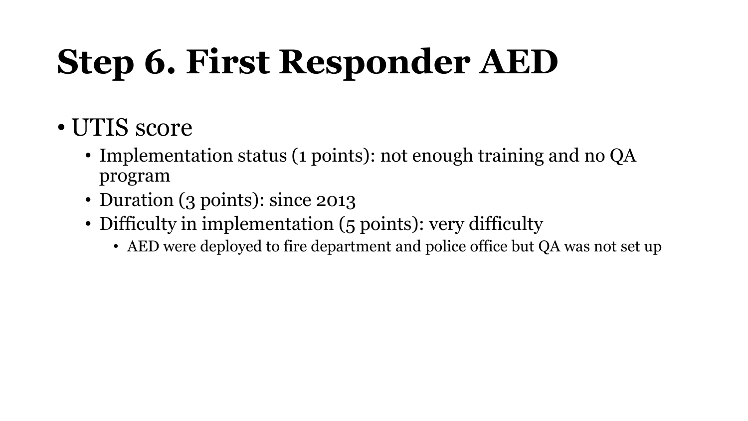# Step 6. First Responder AED

- UTIS score
  - Implementation status (1 points): not enough training and no QA program
  - Duration (3 points): since 2013
  - Difficulty in implementation (5 points): very difficulty
    - AED were deployed to fire department and police office but QA was not set up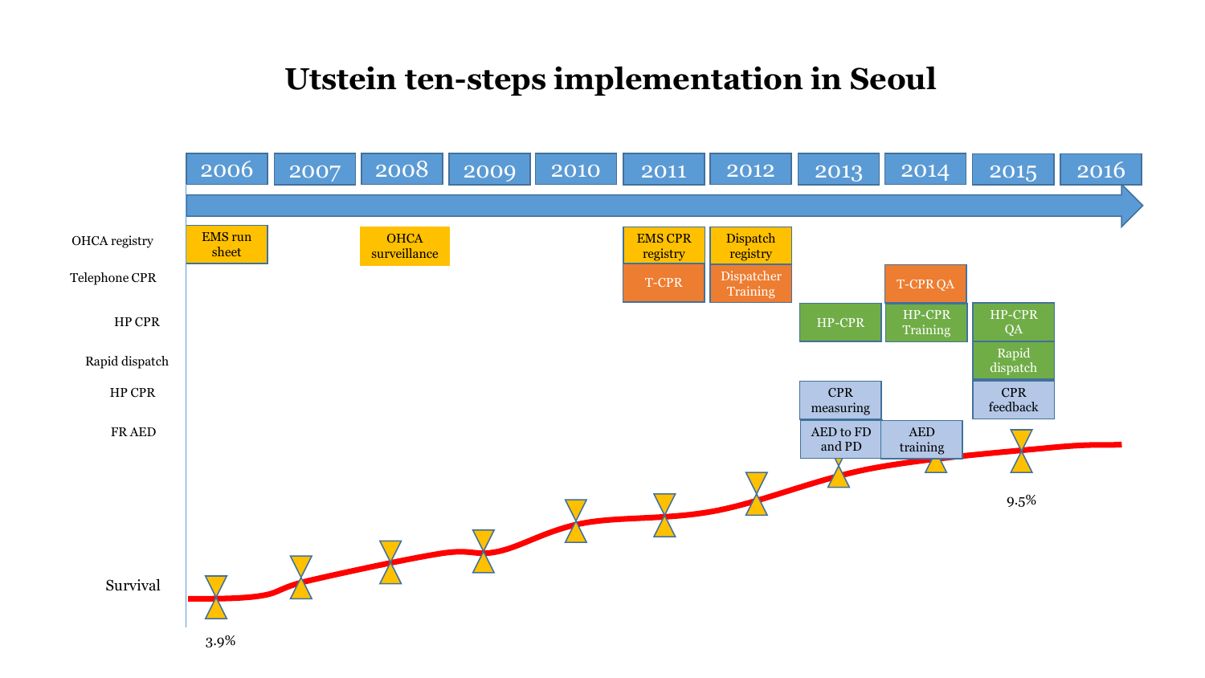# Utstein ten-steps implementation in Seoul

| | 2006 | 2007 | 2008 | 2009 | 2010 | 2011 | 2012 | 2013 | 2014 | 2015 | 2016 |
|---|---|---|---|---|---|---|---|---|---|---|---|
| OHCA registry | EMS run sheet | | OHCA surveillance | | | EMS CPR registry | Dispatch registry | | | | |
| Telephone CPR | | | | | | T-CPR | Dispatcher Training | | T-CPR QA | | |
| HP CPR | | | | | | | | HP-CPR | HP-CPR Training | HP-CPR QA | |
| Rapid dispatch | | | | | | | | | | Rapid dispatch | |
| HP CPR | | | | | | | | CPR measuring | | CPR feedback | |
| FR AED | | | | | | | | AED to FD and PD | AED training | | |
| Survival | 3.9% | | | | | | | | | 9.5% | |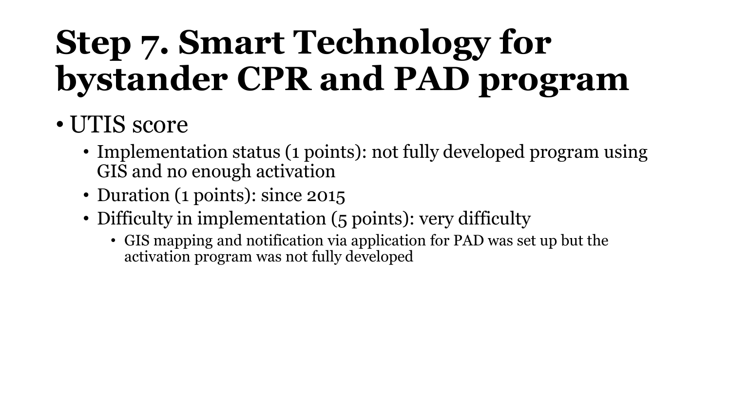# Step 7. Smart Technology for bystander CPR and PAD program

- UTIS score
  - Implementation status (1 points): not fully developed program using GIS and no enough activation
  - Duration (1 points): since 2015
  - Difficulty in implementation (5 points): very difficulty
    - GIS mapping and notification via application for PAD was set up but the activation program was not fully developed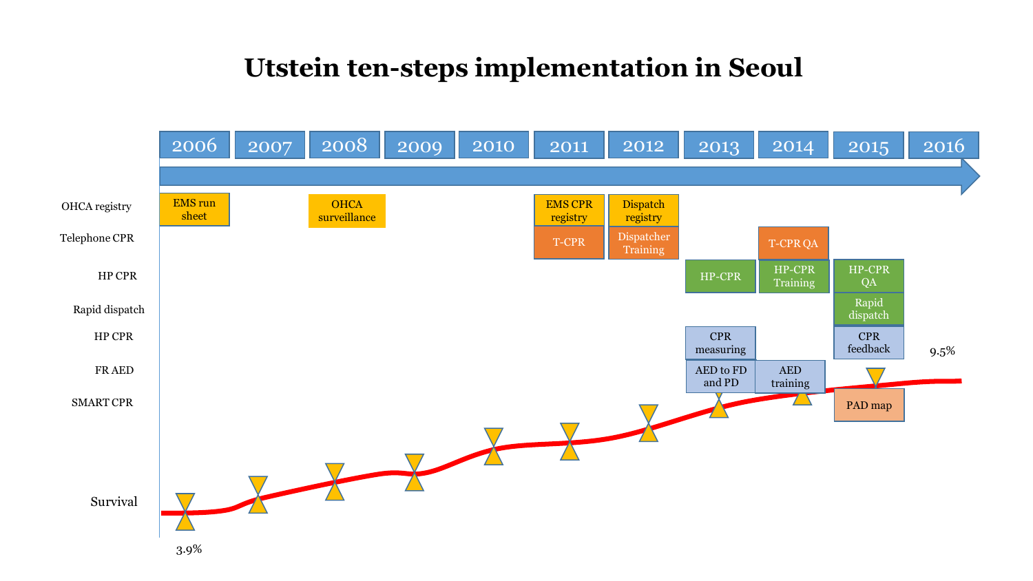# Utstein ten-steps implementation in Seoul

| | 2006 | 2007 | 2008 | 2009 | 2010 | 2011 | 2012 | 2013 | 2014 | 2015 | 2016 |
|---|---|---|---|---|---|---|---|---|---|---|---|
| OHCA registry | EMS run sheet | | OHCA surveillance | | | EMS CPR registry | Dispatch registry | | | | |
| Telephone CPR | | | | | | T-CPR | Dispatcher Training | | T-CPR QA | | |
| HP CPR | | | | | | | | HP-CPR | HP-CPR Training | HP-CPR QA | |
| Rapid dispatch | | | | | | | | | | Rapid dispatch | |
| HP CPR | | | | | | | | CPR measuring | | CPR feedback | |
| FR AED | | | | | | | | AED to FD and PD | AED training | | |
| SMART CPR | | | | | | | | | | PAD map | |
| Survival | 3.9% | | | | | | | | | | 9.5% |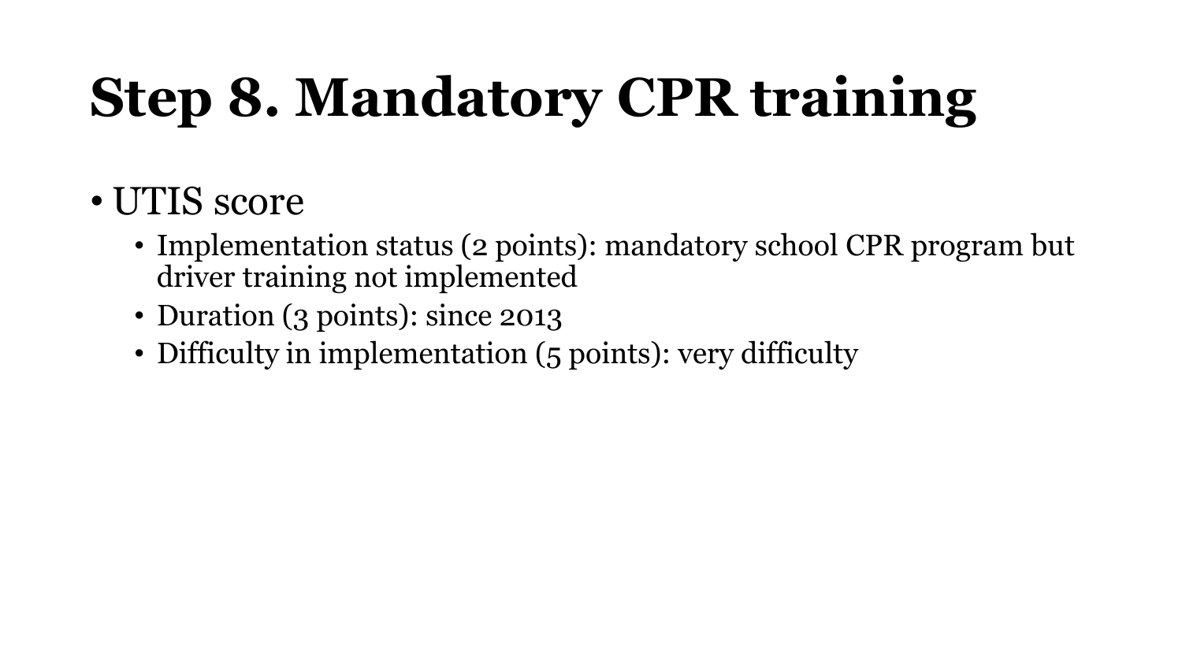# Step 8. Mandatory CPR training

- UTIS score
  - Implementation status (2 points): mandatory school CPR program but driver training not implemented
  - Duration (3 points): since 2013
  - Difficulty in implementation (5 points): very difficulty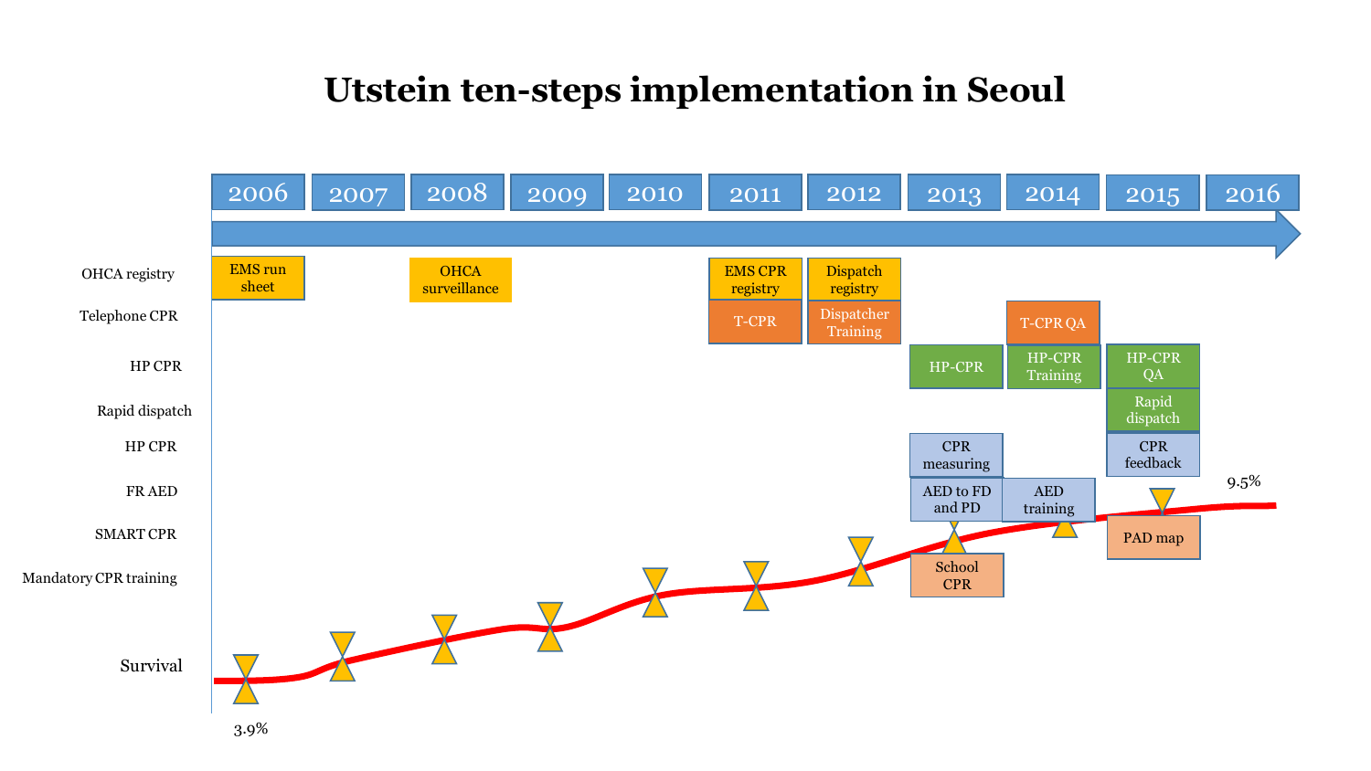# Utstein ten-steps implementation in Seoul

| | 2006 | 2007 | 2008 | 2009 | 2010 | 2011 | 2012 | 2013 | 2014 | 2015 | 2016 |
|---|---|---|---|---|---|---|---|---|---|---|---|
| OHCA registry | EMS run sheet | | OHCA surveillance | | | EMS CPR registry | Dispatch registry | | | | |
| Telephone CPR | | | | | | T-CPR | Dispatcher Training | | T-CPR QA | | |
| HP CPR | | | | | | | | HP-CPR | HP-CPR Training | HP-CPR QA | |
| Rapid dispatch | | | | | | | | | | Rapid dispatch | |
| HP CPR | | | | | | | | CPR measuring | | CPR feedback | |
| FR AED | | | | | | | | AED to FD and PD | AED training | | |
| SMART CPR | | | | | | | | | | PAD map | |
| Mandatory CPR training | | | | | | | | School CPR | | | |
| Survival | 3.9% | | | | | | | | | | 9.5% |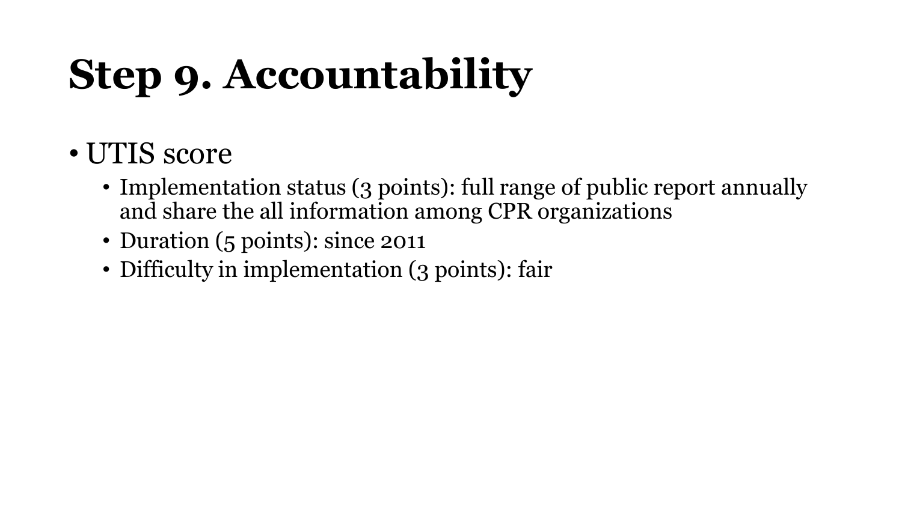# Step 9. Accountability

- UTIS score
  - Implementation status (3 points): full range of public report annually and share the all information among CPR organizations
  - Duration (5 points): since 2011
  - Difficulty in implementation (3 points): fair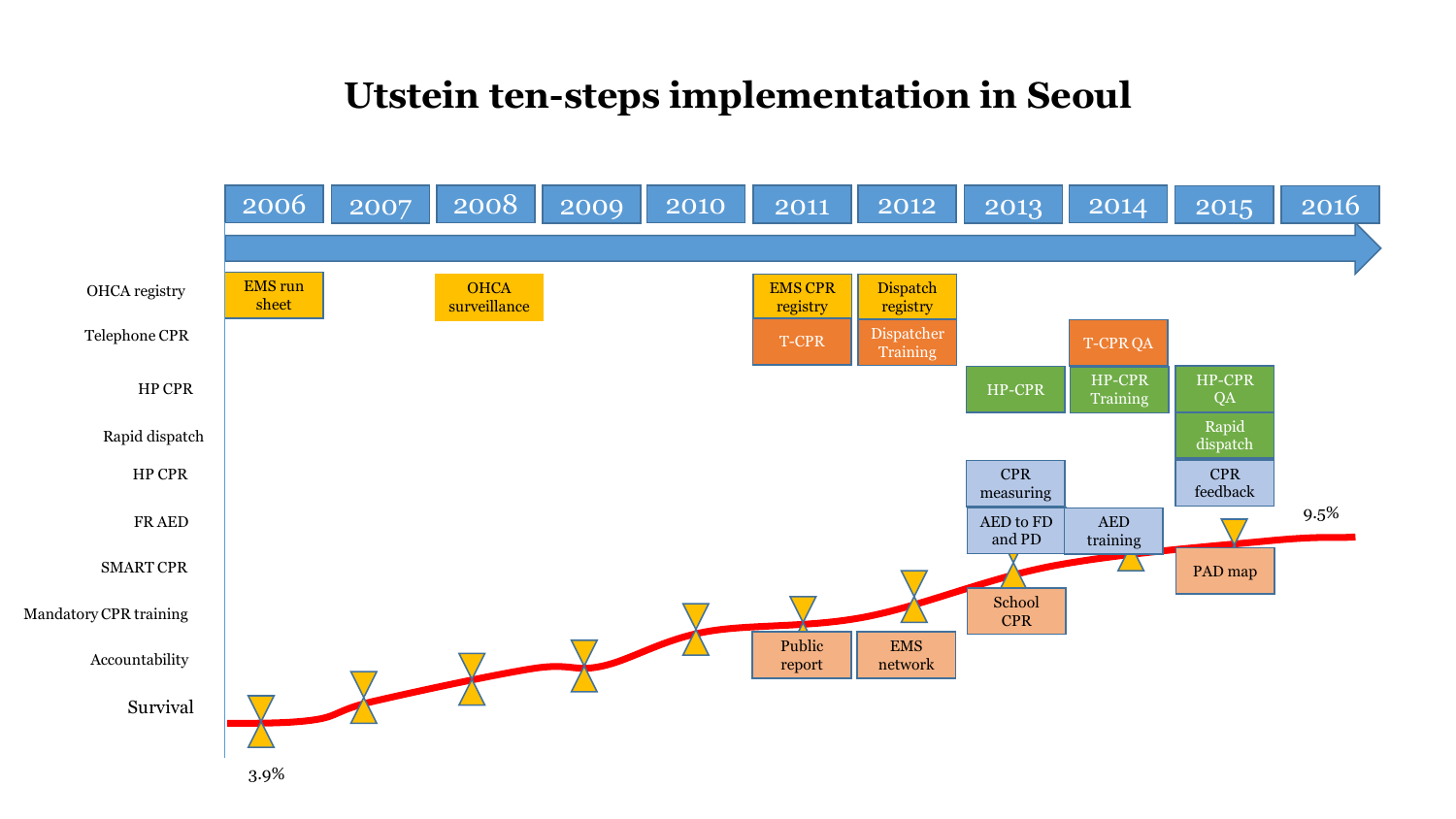# Utstein ten-steps implementation in Seoul

| | 2006 | 2007 | 2008 | 2009 | 2010 | 2011 | 2012 | 2013 | 2014 | 2015 | 2016 |
|---|---|---|---|---|---|---|---|---|---|---|---|
| OHCA registry | EMS run sheet | | OHCA surveillance | | | EMS CPR registry | Dispatch registry | | | | |
| Telephone CPR | | | | | | T-CPR | Dispatcher Training | | T-CPR QA | | |
| HP CPR | | | | | | | | HP-CPR | HP-CPR Training | HP-CPR QA | |
| Rapid dispatch | | | | | | | | | | Rapid dispatch | |
| HP CPR | | | | | | | | CPR measuring | | CPR feedback | |
| FR AED | | | | | | | | AED to FD and PD | AED training | | |
| SMART CPR | | | | | | | | | | PAD map | |
| Mandatory CPR training | | | | | | | | School CPR | | | |
| Accountability | | | | | | Public report | EMS network | | | | |
| Survival | 3.9% | | | | | | | | | | 9.5% |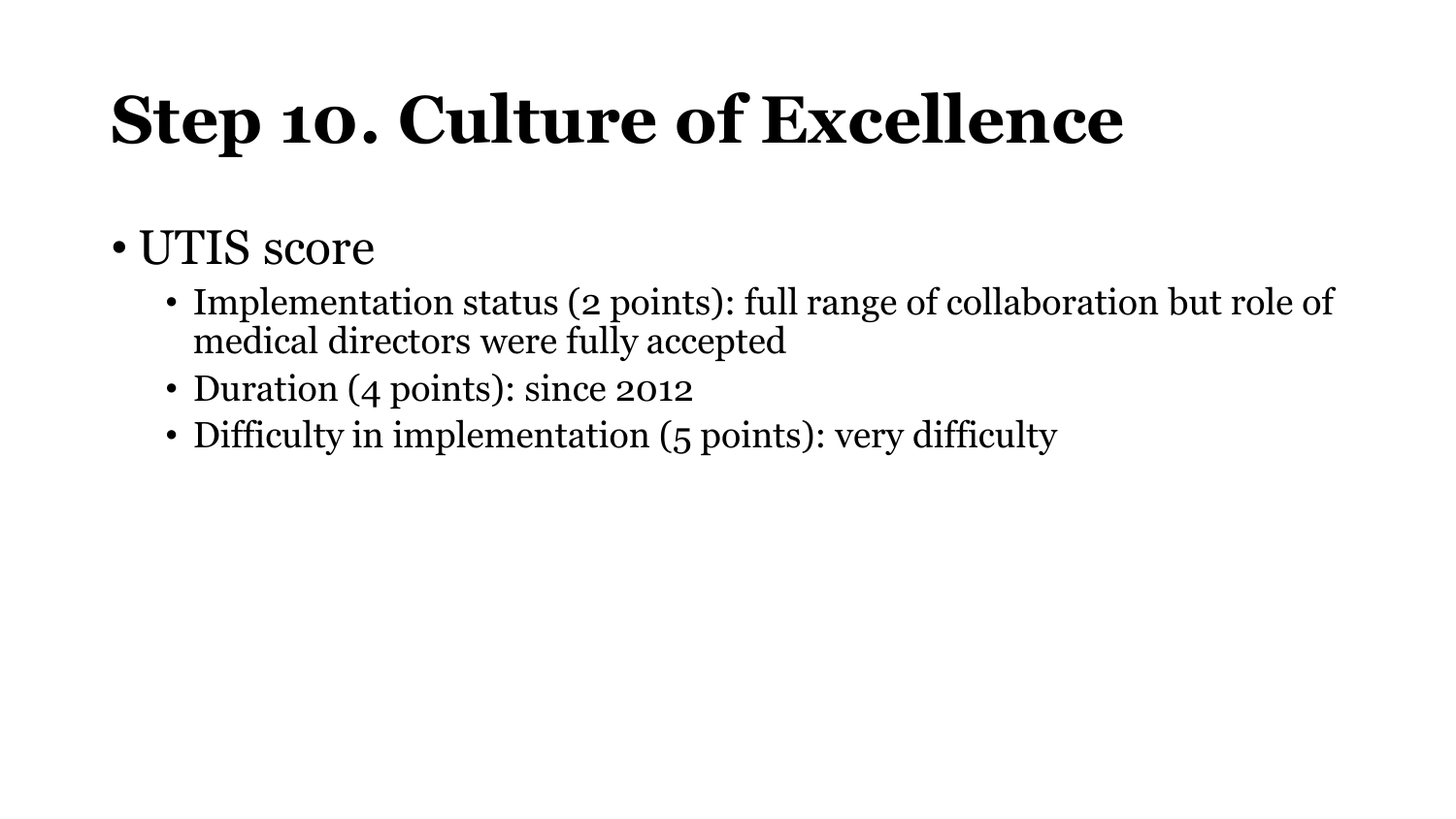# Step 10. Culture of Excellence

- UTIS score
  - Implementation status (2 points): full range of collaboration but role of medical directors were fully accepted
  - Duration (4 points): since 2012
  - Difficulty in implementation (5 points): very difficulty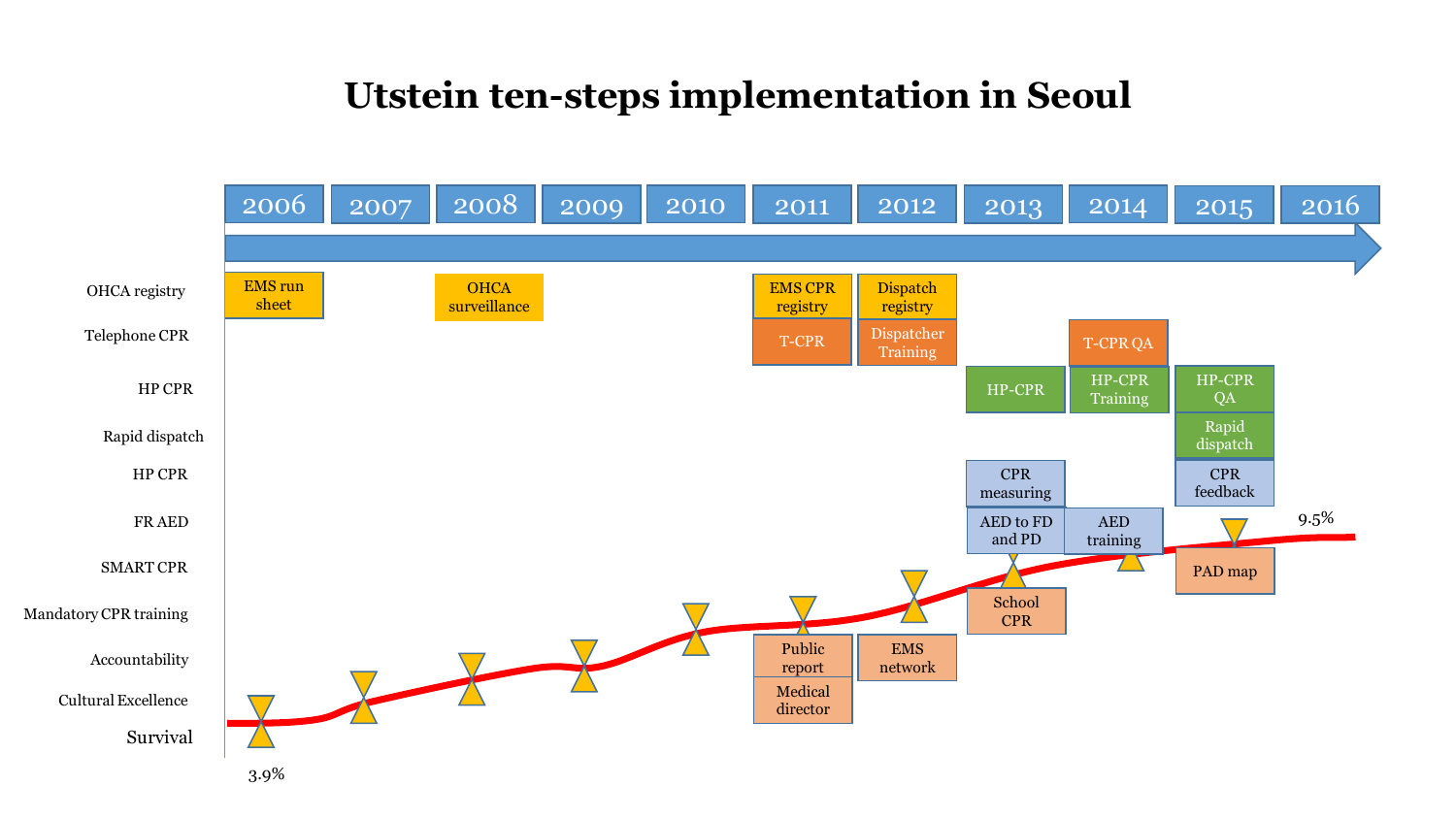# Utstein ten-steps implementation in Seoul

| Step | 2006 | 2007 | 2008 | 2009 | 2010 | 2011 | 2012 | 2013 | 2014 | 2015 | 2016 |
|---|---|---|---|---|---|---|---|---|---|---|---|
| OHCA registry | EMS run sheet | | OHCA surveillance | | | EMS CPR registry | Dispatch registry | | | | |
| Telephone CPR | | | | | | T-CPR | Dispatcher Training | | T-CPR QA | | |
| HP CPR | | | | | | | | HP-CPR | HP-CPR Training | HP-CPR QA | |
| Rapid dispatch | | | | | | | | | | Rapid dispatch | |
| HP CPR | | | | | | | | CPR measuring | | CPR feedback | |
| FR AED | | | | | | | | AED to FD and PD | AED training | | |
| SMART CPR | | | | | | | | | | PAD map | |
| Mandatory CPR training | | | | | | | | School CPR | | | |
| Accountability | | | | | | Public report | EMS network | | | | |
| Cultural Excellence | | | | | | Medical director | | | | | |

Survival: 3.9% (2006) → 9.5% (2016)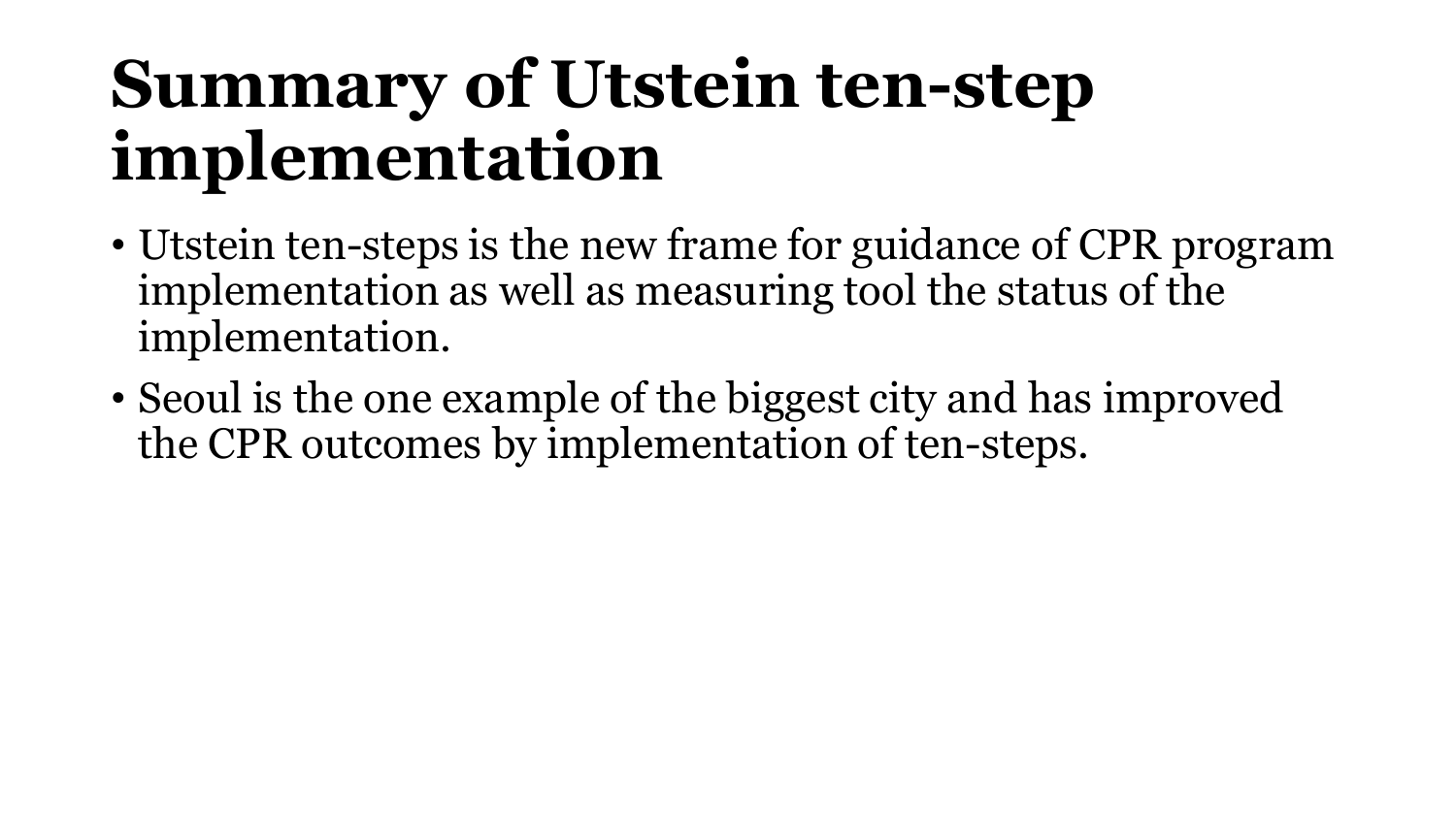# Summary of Utstein ten-step implementation

- Utstein ten-steps is the new frame for guidance of CPR program implementation as well as measuring tool the status of the implementation.
- Seoul is the one example of the biggest city and has improved the CPR outcomes by implementation of ten-steps.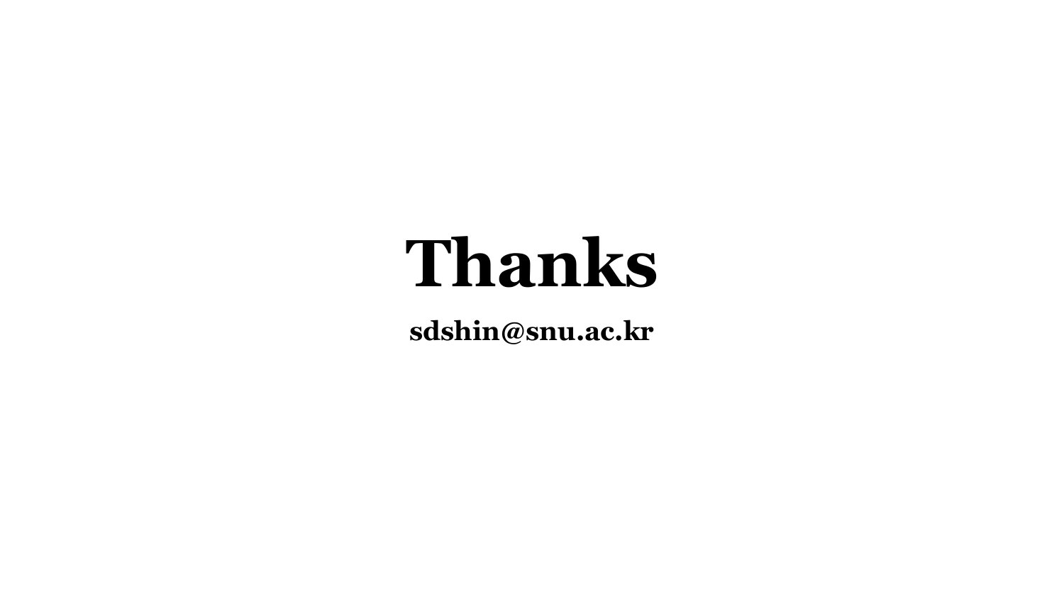# Thanks

**sdshin@snu.ac.kr**